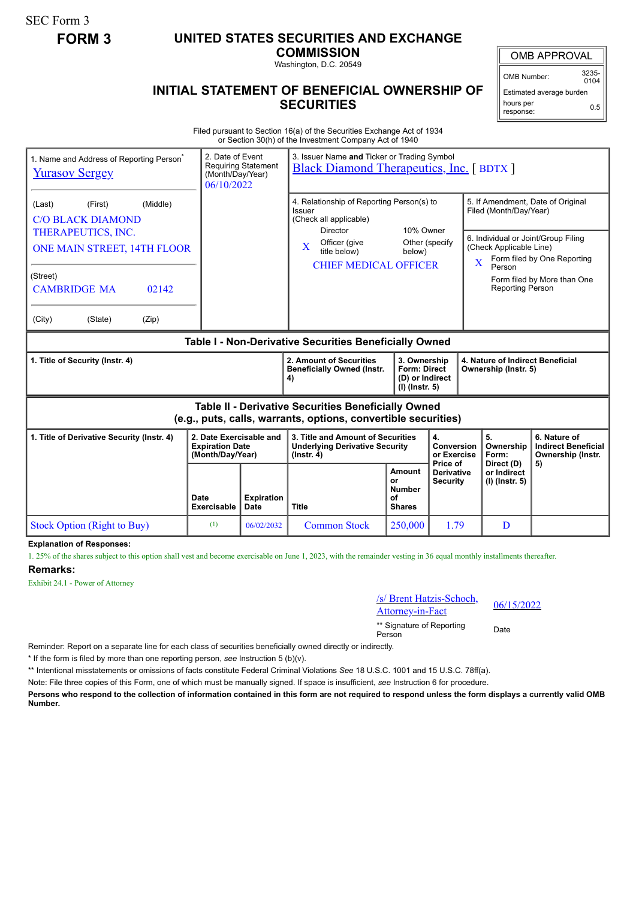SEC Form 3

**FORM 3**

# UNITED STATES SECURITIES AND EXCHANGE COMMISSION

Washington, D.C. 20549

## INITIAL STATEMENT OF BENEFICIAL OWNERSHIP OF SECURITIES

| OMB APPROVAL | |
|---|---|
| OMB Number: | 3235-0104 |
| Estimated average burden hours per response: | 0.5 |

Filed pursuant to Section 16(a) of the Securities Exchange Act of 1934 or Section 30(h) of the Investment Company Act of 1940

1. Name and Address of Reporting Person*
Yurasov Sergey

(Last) (First) (Middle)
C/O BLACK DIAMOND THERAPEUTICS, INC.
ONE MAIN STREET, 14TH FLOOR

(Street)
CAMBRIDGE MA 02142

(City) (State) (Zip)

2. Date of Event Requiring Statement (Month/Day/Year)
06/10/2022

3. Issuer Name **and** Ticker or Trading Symbol
Black Diamond Therapeutics, Inc. [ BDTX ]

4. Relationship of Reporting Person(s) to Issuer (Check all applicable)
Director
10% Owner
X Officer (give title below)
Other (specify below)
CHIEF MEDICAL OFFICER

5. If Amendment, Date of Original Filed (Month/Day/Year)

6. Individual or Joint/Group Filing (Check Applicable Line)
X Form filed by One Reporting Person
Form filed by More than One Reporting Person

### Table I - Non-Derivative Securities Beneficially Owned

| 1. Title of Security (Instr. 4) | 2. Amount of Securities Beneficially Owned (Instr. 4) | 3. Ownership Form: Direct (D) or Indirect (I) (Instr. 5) | 4. Nature of Indirect Beneficial Ownership (Instr. 5) |
|---|---|---|---|

### Table II - Derivative Securities Beneficially Owned (e.g., puts, calls, warrants, options, convertible securities)

| 1. Title of Derivative Security (Instr. 4) | 2. Date Exercisable and Expiration Date (Month/Day/Year) | | 3. Title and Amount of Securities Underlying Derivative Security (Instr. 4) | | 4. Conversion or Exercise Price of Derivative Security | 5. Ownership Form: Direct (D) or Indirect (I) (Instr. 5) | 6. Nature of Indirect Beneficial Ownership (Instr. 5) |
|---|---|---|---|---|---|---|---|
| | Date Exercisable | Expiration Date | Title | Amount or Number of Shares | | | |
| Stock Option (Right to Buy) | (1) | 06/02/2032 | Common Stock | 250,000 | 1.79 | D | |

**Explanation of Responses:**

1. 25% of the shares subject to this option shall vest and become exercisable on June 1, 2023, with the remainder vesting in 36 equal monthly installments thereafter.

**Remarks:**

Exhibit 24.1 - Power of Attorney

/s/ Brent Hatzis-Schoch, Attorney-in-Fact — 06/15/2022

** Signature of Reporting Person — Date

Reminder: Report on a separate line for each class of securities beneficially owned directly or indirectly.

\* If the form is filed by more than one reporting person, *see* Instruction 5 (b)(v).

** Intentional misstatements or omissions of facts constitute Federal Criminal Violations *See* 18 U.S.C. 1001 and 15 U.S.C. 78ff(a).

Note: File three copies of this Form, one of which must be manually signed. If space is insufficient, *see* Instruction 6 for procedure.

**Persons who respond to the collection of information contained in this form are not required to respond unless the form displays a currently valid OMB Number.**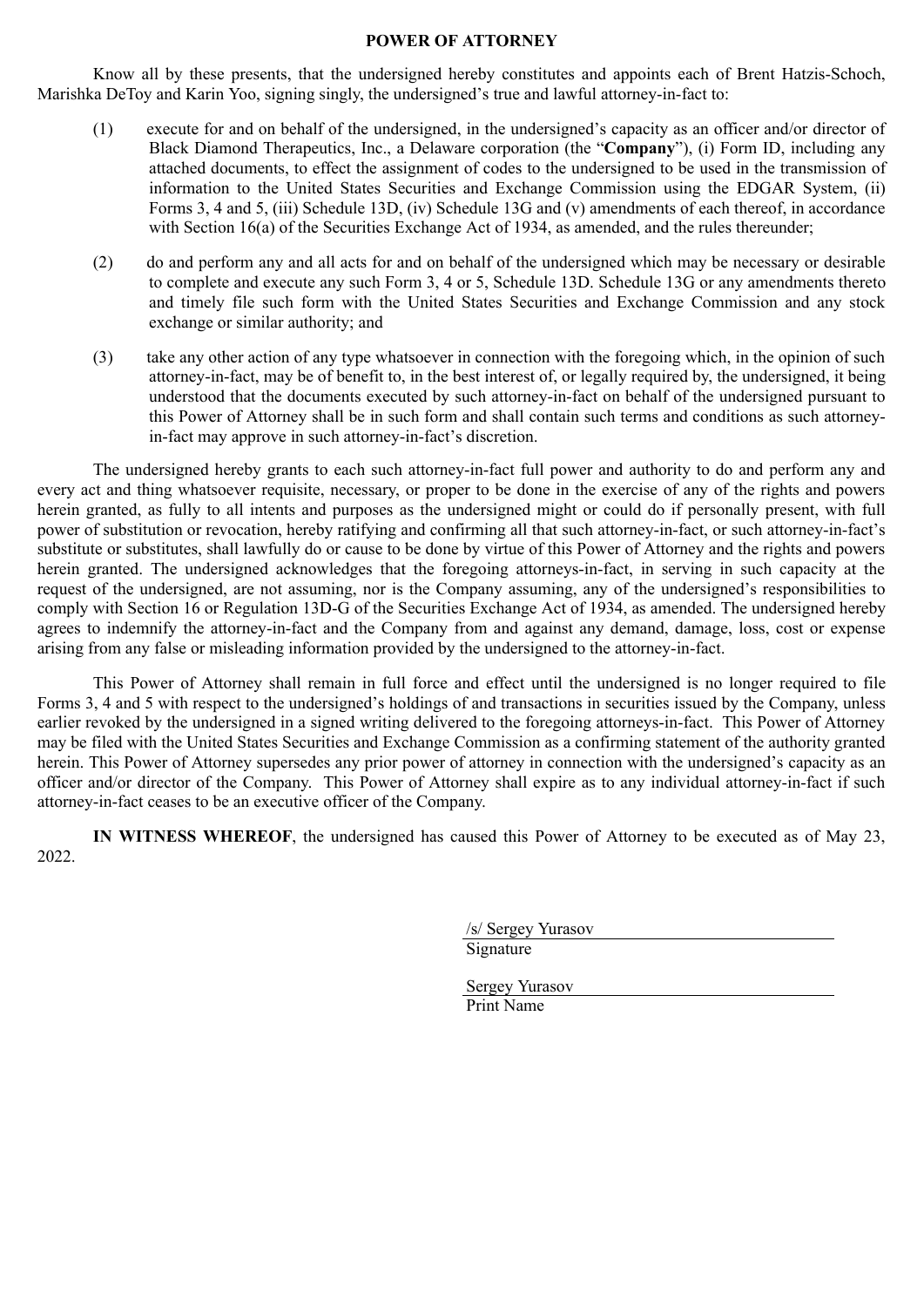# POWER OF ATTORNEY

Know all by these presents, that the undersigned hereby constitutes and appoints each of Brent Hatzis-Schoch, Marishka DeToy and Karin Yoo, signing singly, the undersigned's true and lawful attorney-in-fact to:

(1) execute for and on behalf of the undersigned, in the undersigned's capacity as an officer and/or director of Black Diamond Therapeutics, Inc., a Delaware corporation (the "**Company**"), (i) Form ID, including any attached documents, to effect the assignment of codes to the undersigned to be used in the transmission of information to the United States Securities and Exchange Commission using the EDGAR System, (ii) Forms 3, 4 and 5, (iii) Schedule 13D, (iv) Schedule 13G and (v) amendments of each thereof, in accordance with Section 16(a) of the Securities Exchange Act of 1934, as amended, and the rules thereunder;

(2) do and perform any and all acts for and on behalf of the undersigned which may be necessary or desirable to complete and execute any such Form 3, 4 or 5, Schedule 13D. Schedule 13G or any amendments thereto and timely file such form with the United States Securities and Exchange Commission and any stock exchange or similar authority; and

(3) take any other action of any type whatsoever in connection with the foregoing which, in the opinion of such attorney-in-fact, may be of benefit to, in the best interest of, or legally required by, the undersigned, it being understood that the documents executed by such attorney-in-fact on behalf of the undersigned pursuant to this Power of Attorney shall be in such form and shall contain such terms and conditions as such attorney-in-fact may approve in such attorney-in-fact's discretion.

The undersigned hereby grants to each such attorney-in-fact full power and authority to do and perform any and every act and thing whatsoever requisite, necessary, or proper to be done in the exercise of any of the rights and powers herein granted, as fully to all intents and purposes as the undersigned might or could do if personally present, with full power of substitution or revocation, hereby ratifying and confirming all that such attorney-in-fact, or such attorney-in-fact's substitute or substitutes, shall lawfully do or cause to be done by virtue of this Power of Attorney and the rights and powers herein granted. The undersigned acknowledges that the foregoing attorneys-in-fact, in serving in such capacity at the request of the undersigned, are not assuming, nor is the Company assuming, any of the undersigned's responsibilities to comply with Section 16 or Regulation 13D-G of the Securities Exchange Act of 1934, as amended. The undersigned hereby agrees to indemnify the attorney-in-fact and the Company from and against any demand, damage, loss, cost or expense arising from any false or misleading information provided by the undersigned to the attorney-in-fact.

This Power of Attorney shall remain in full force and effect until the undersigned is no longer required to file Forms 3, 4 and 5 with respect to the undersigned's holdings of and transactions in securities issued by the Company, unless earlier revoked by the undersigned in a signed writing delivered to the foregoing attorneys-in-fact. This Power of Attorney may be filed with the United States Securities and Exchange Commission as a confirming statement of the authority granted herein. This Power of Attorney supersedes any prior power of attorney in connection with the undersigned's capacity as an officer and/or director of the Company. This Power of Attorney shall expire as to any individual attorney-in-fact if such attorney-in-fact ceases to be an executive officer of the Company.

**IN WITNESS WHEREOF**, the undersigned has caused this Power of Attorney to be executed as of May 23, 2022.

/s/ Sergey Yurasov
Signature

Sergey Yurasov
Print Name